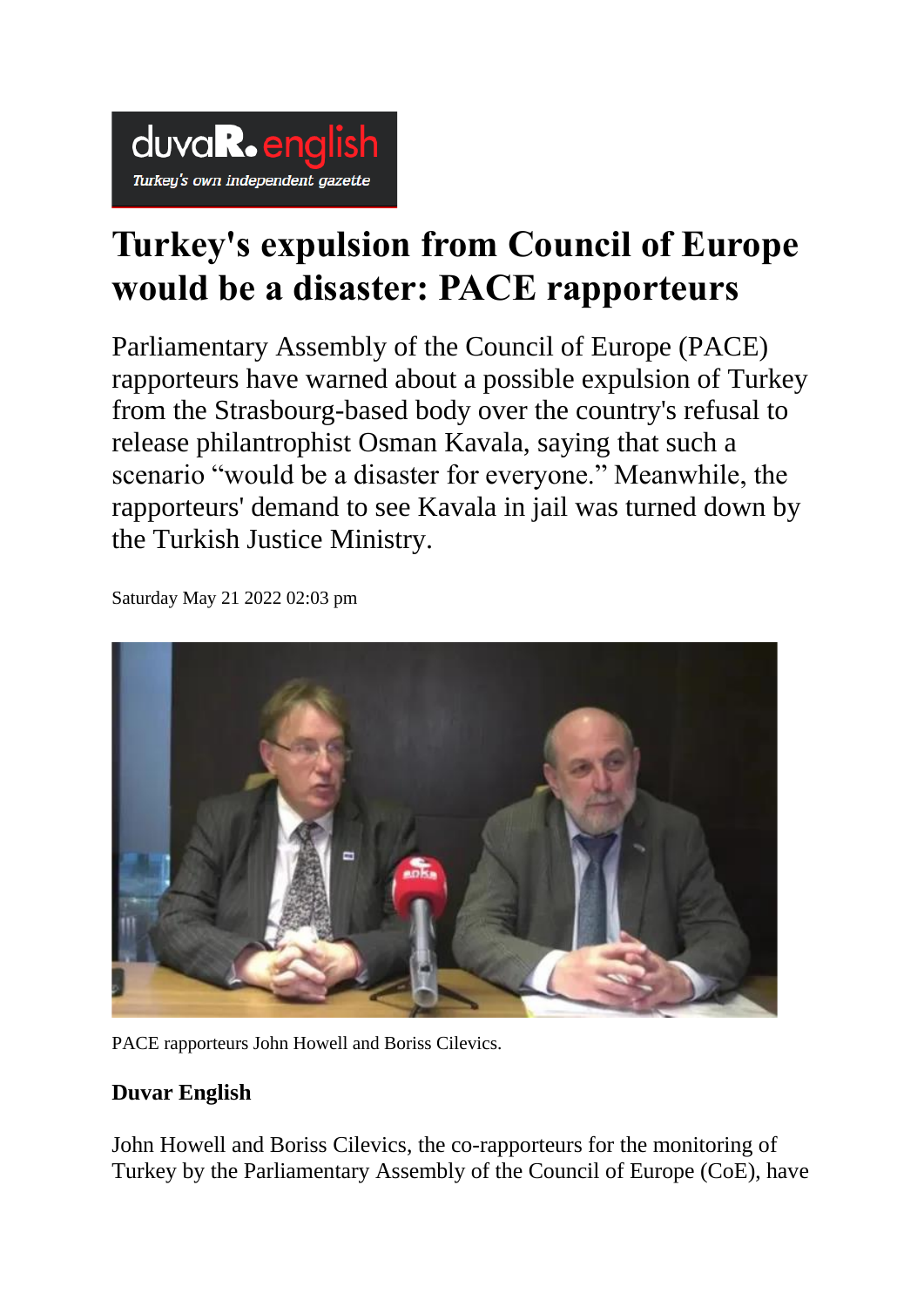# Turkey's expulsion from Council of Europe would be a disaster: PACE rapporteurs

Parliamentary Assembly of the Council of Europe (PACE) rapporteurs have warned about a possible expulsion of Turkey from the Strasbourg-based body over the country's refusal to release philantrophist Osman Kavala, saying that such a scenario "would be a disaster for everyone." Meanwhile, the rapporteurs' demand to see Kavala in jail was turned down by the Turkish Justice Ministry.

Saturday May 21 2022 02:03 pm

PACE rapporteurs John Howell and Boriss Cilevics.

**Duvar English**

John Howell and Boriss Cilevics, the co-rapporteurs for the monitoring of Turkey by the Parliamentary Assembly of the Council of Europe (CoE), have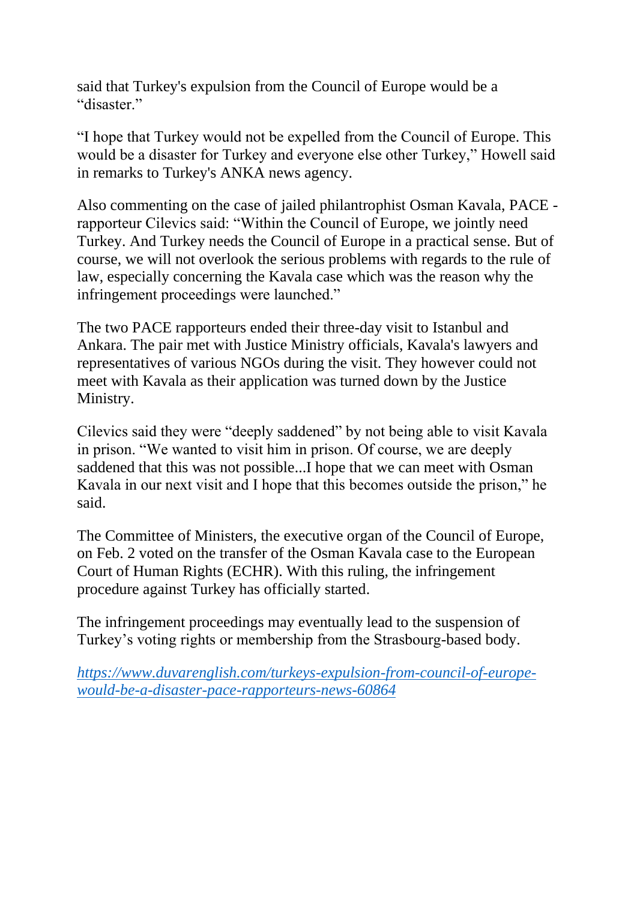said that Turkey's expulsion from the Council of Europe would be a "disaster."

"I hope that Turkey would not be expelled from the Council of Europe. This would be a disaster for Turkey and everyone else other Turkey," Howell said in remarks to Turkey's ANKA news agency.

Also commenting on the case of jailed philantrophist Osman Kavala, PACE - rapporteur Cilevics said: "Within the Council of Europe, we jointly need Turkey. And Turkey needs the Council of Europe in a practical sense. But of course, we will not overlook the serious problems with regards to the rule of law, especially concerning the Kavala case which was the reason why the infringement proceedings were launched."

The two PACE rapporteurs ended their three-day visit to Istanbul and Ankara. The pair met with Justice Ministry officials, Kavala's lawyers and representatives of various NGOs during the visit. They however could not meet with Kavala as their application was turned down by the Justice Ministry.

Cilevics said they were "deeply saddened" by not being able to visit Kavala in prison. "We wanted to visit him in prison. Of course, we are deeply saddened that this was not possible...I hope that we can meet with Osman Kavala in our next visit and I hope that this becomes outside the prison," he said.

The Committee of Ministers, the executive organ of the Council of Europe, on Feb. 2 voted on the transfer of the Osman Kavala case to the European Court of Human Rights (ECHR). With this ruling, the infringement procedure against Turkey has officially started.

The infringement proceedings may eventually lead to the suspension of Turkey's voting rights or membership from the Strasbourg-based body.

*https://www.duvarenglish.com/turkeys-expulsion-from-council-of-europe-would-be-a-disaster-pace-rapporteurs-news-60864*